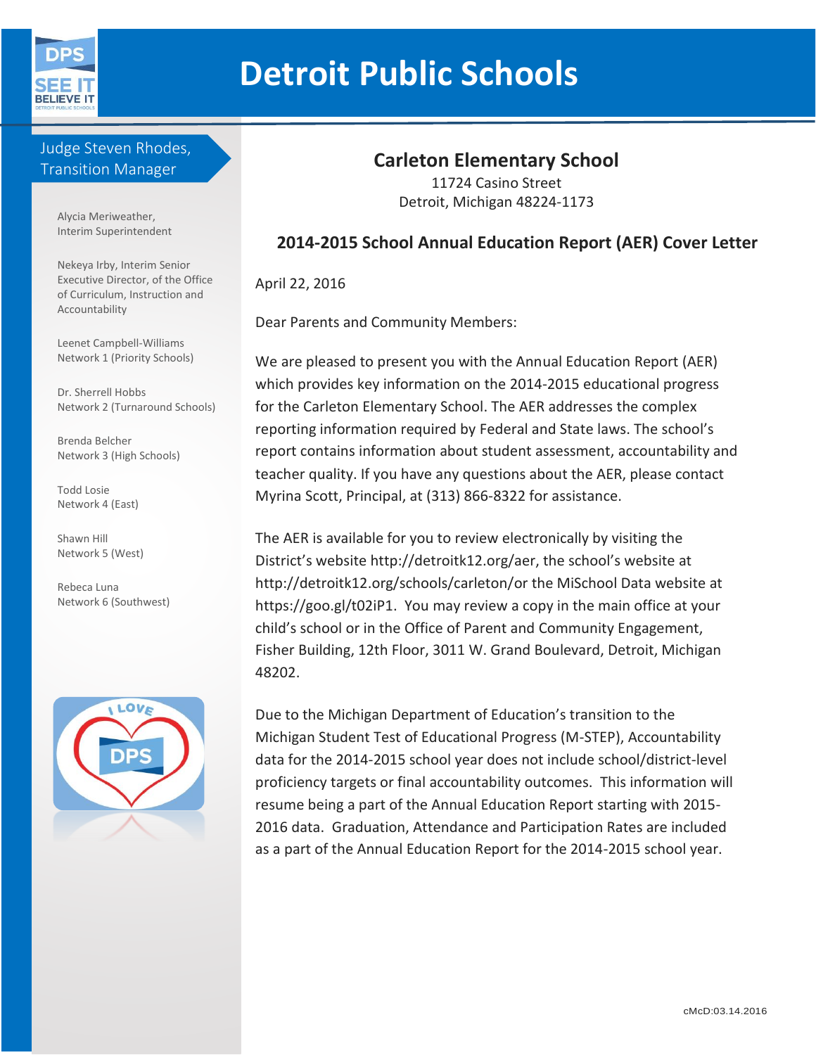# Detroit Public Schools

**Judge Steven Rhodes, Transition Manager**

Alycia Meriweather, Interim Superintendent

Nekeya Irby, Interim Senior Executive Director, of the Office of Curriculum, Instruction and Accountability

Leenet Campbell-Williams Network 1 (Priority Schools)

Dr. Sherrell Hobbs Network 2 (Turnaround Schools)

Brenda Belcher Network 3 (High Schools)

Todd Losie Network 4 (East)

Shawn Hill Network 5 (West)

Rebeca Luna Network 6 (Southwest)

## Carleton Elementary School

11724 Casino Street
Detroit, Michigan 48224-1173

### 2014-2015 School Annual Education Report (AER) Cover Letter

April 22, 2016

Dear Parents and Community Members:

We are pleased to present you with the Annual Education Report (AER) which provides key information on the 2014-2015 educational progress for the Carleton Elementary School. The AER addresses the complex reporting information required by Federal and State laws. The school's report contains information about student assessment, accountability and teacher quality. If you have any questions about the AER, please contact Myrina Scott, Principal, at (313) 866-8322 for assistance.

The AER is available for you to review electronically by visiting the District's website http://detroitk12.org/aer, the school's website at http://detroitk12.org/schools/carleton/or the MiSchool Data website at https://goo.gl/t02iP1. You may review a copy in the main office at your child's school or in the Office of Parent and Community Engagement, Fisher Building, 12th Floor, 3011 W. Grand Boulevard, Detroit, Michigan 48202.

Due to the Michigan Department of Education's transition to the Michigan Student Test of Educational Progress (M-STEP), Accountability data for the 2014-2015 school year does not include school/district-level proficiency targets or final accountability outcomes. This information will resume being a part of the Annual Education Report starting with 2015-2016 data. Graduation, Attendance and Participation Rates are included as a part of the Annual Education Report for the 2014-2015 school year.

cMcD:03.14.2016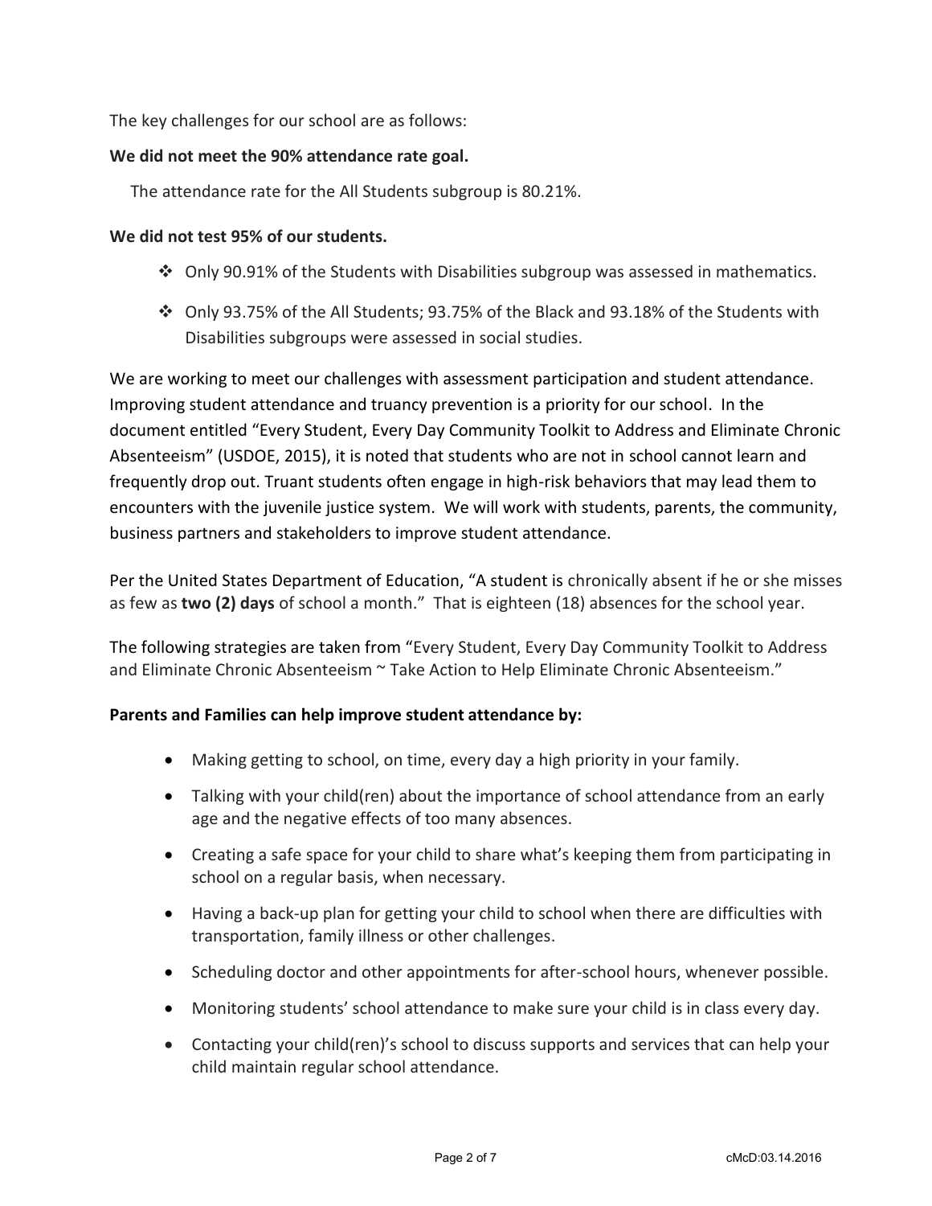The key challenges for our school are as follows:

**We did not meet the 90% attendance rate goal.**

The attendance rate for the All Students subgroup is 80.21%.

**We did not test 95% of our students.**

- Only 90.91% of the Students with Disabilities subgroup was assessed in mathematics.
- Only 93.75% of the All Students; 93.75% of the Black and 93.18% of the Students with Disabilities subgroups were assessed in social studies.

We are working to meet our challenges with assessment participation and student attendance. Improving student attendance and truancy prevention is a priority for our school. In the document entitled “Every Student, Every Day Community Toolkit to Address and Eliminate Chronic Absenteeism” (USDOE, 2015), it is noted that students who are not in school cannot learn and frequently drop out. Truant students often engage in high-risk behaviors that may lead them to encounters with the juvenile justice system. We will work with students, parents, the community, business partners and stakeholders to improve student attendance.

Per the United States Department of Education, “A student is chronically absent if he or she misses as few as **two (2) days** of school a month.” That is eighteen (18) absences for the school year.

The following strategies are taken from “Every Student, Every Day Community Toolkit to Address and Eliminate Chronic Absenteeism ~ Take Action to Help Eliminate Chronic Absenteeism.”

**Parents and Families can help improve student attendance by:**

- Making getting to school, on time, every day a high priority in your family.
- Talking with your child(ren) about the importance of school attendance from an early age and the negative effects of too many absences.
- Creating a safe space for your child to share what’s keeping them from participating in school on a regular basis, when necessary.
- Having a back-up plan for getting your child to school when there are difficulties with transportation, family illness or other challenges.
- Scheduling doctor and other appointments for after-school hours, whenever possible.
- Monitoring students’ school attendance to make sure your child is in class every day.
- Contacting your child(ren)’s school to discuss supports and services that can help your child maintain regular school attendance.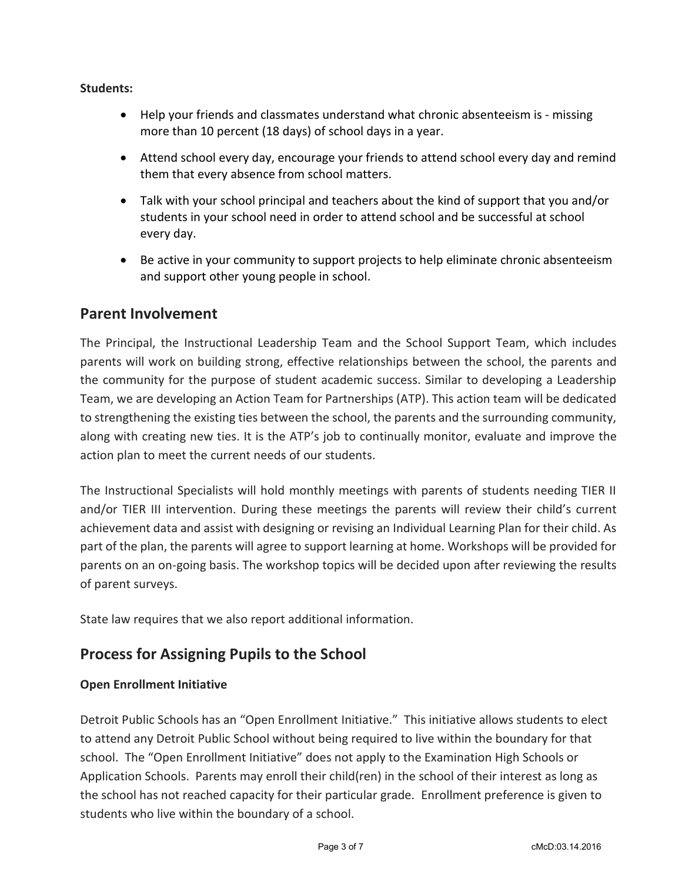**Students:**

- Help your friends and classmates understand what chronic absenteeism is - missing more than 10 percent (18 days) of school days in a year.
- Attend school every day, encourage your friends to attend school every day and remind them that every absence from school matters.
- Talk with your school principal and teachers about the kind of support that you and/or students in your school need in order to attend school and be successful at school every day.
- Be active in your community to support projects to help eliminate chronic absenteeism and support other young people in school.

## Parent Involvement

The Principal, the Instructional Leadership Team and the School Support Team, which includes parents will work on building strong, effective relationships between the school, the parents and the community for the purpose of student academic success. Similar to developing a Leadership Team, we are developing an Action Team for Partnerships (ATP). This action team will be dedicated to strengthening the existing ties between the school, the parents and the surrounding community, along with creating new ties. It is the ATP's job to continually monitor, evaluate and improve the action plan to meet the current needs of our students.

The Instructional Specialists will hold monthly meetings with parents of students needing TIER II and/or TIER III intervention. During these meetings the parents will review their child's current achievement data and assist with designing or revising an Individual Learning Plan for their child. As part of the plan, the parents will agree to support learning at home. Workshops will be provided for parents on an on-going basis. The workshop topics will be decided upon after reviewing the results of parent surveys.

State law requires that we also report additional information.

## Process for Assigning Pupils to the School

**Open Enrollment Initiative**

Detroit Public Schools has an "Open Enrollment Initiative." This initiative allows students to elect to attend any Detroit Public School without being required to live within the boundary for that school. The "Open Enrollment Initiative" does not apply to the Examination High Schools or Application Schools. Parents may enroll their child(ren) in the school of their interest as long as the school has not reached capacity for their particular grade. Enrollment preference is given to students who live within the boundary of a school.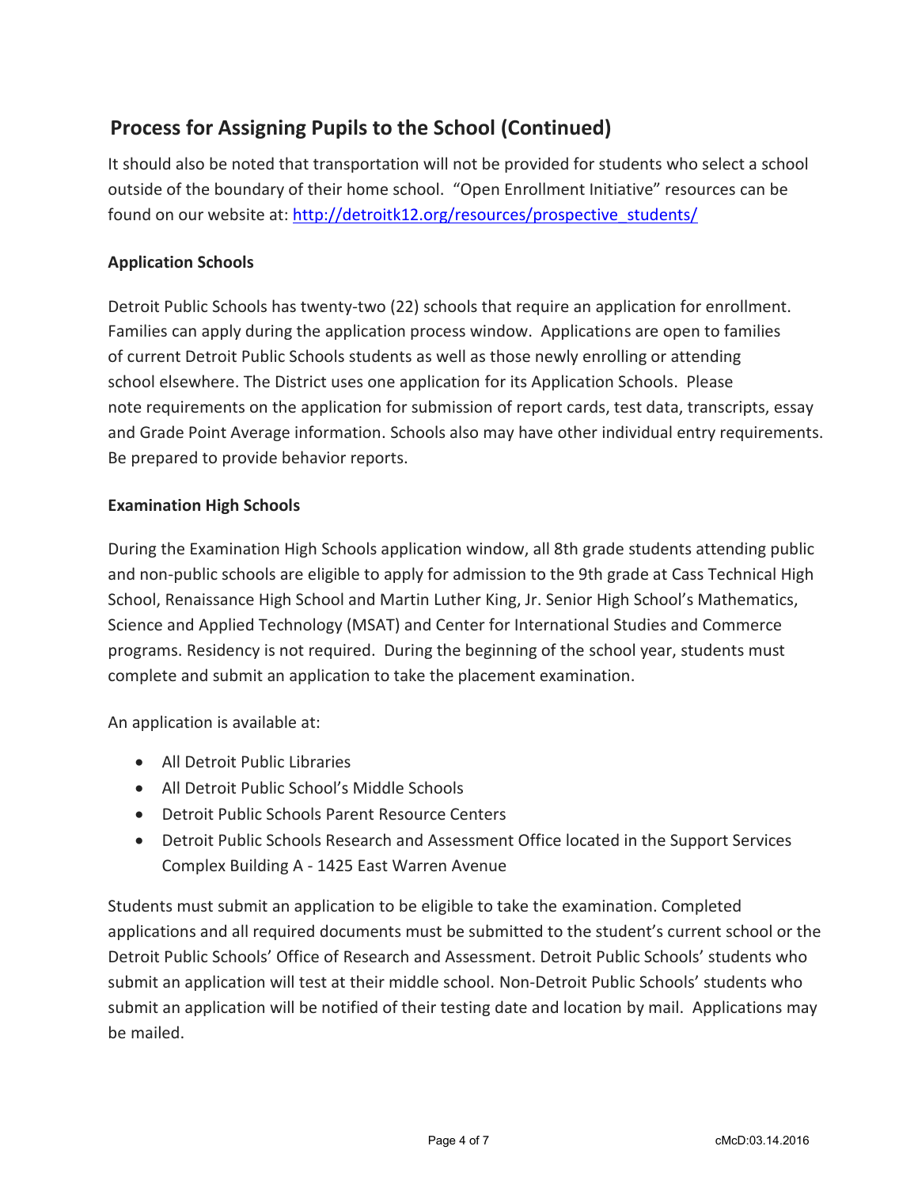## Process for Assigning Pupils to the School (Continued)

It should also be noted that transportation will not be provided for students who select a school outside of the boundary of their home school. "Open Enrollment Initiative" resources can be found on our website at: http://detroitk12.org/resources/prospective_students/

**Application Schools**

Detroit Public Schools has twenty-two (22) schools that require an application for enrollment. Families can apply during the application process window. Applications are open to families of current Detroit Public Schools students as well as those newly enrolling or attending school elsewhere. The District uses one application for its Application Schools. Please note requirements on the application for submission of report cards, test data, transcripts, essay and Grade Point Average information. Schools also may have other individual entry requirements. Be prepared to provide behavior reports.

**Examination High Schools**

During the Examination High Schools application window, all 8th grade students attending public and non-public schools are eligible to apply for admission to the 9th grade at Cass Technical High School, Renaissance High School and Martin Luther King, Jr. Senior High School's Mathematics, Science and Applied Technology (MSAT) and Center for International Studies and Commerce programs. Residency is not required. During the beginning of the school year, students must complete and submit an application to take the placement examination.

An application is available at:

- All Detroit Public Libraries
- All Detroit Public School's Middle Schools
- Detroit Public Schools Parent Resource Centers
- Detroit Public Schools Research and Assessment Office located in the Support Services Complex Building A - 1425 East Warren Avenue

Students must submit an application to be eligible to take the examination. Completed applications and all required documents must be submitted to the student's current school or the Detroit Public Schools' Office of Research and Assessment. Detroit Public Schools' students who submit an application will test at their middle school. Non-Detroit Public Schools' students who submit an application will be notified of their testing date and location by mail. Applications may be mailed.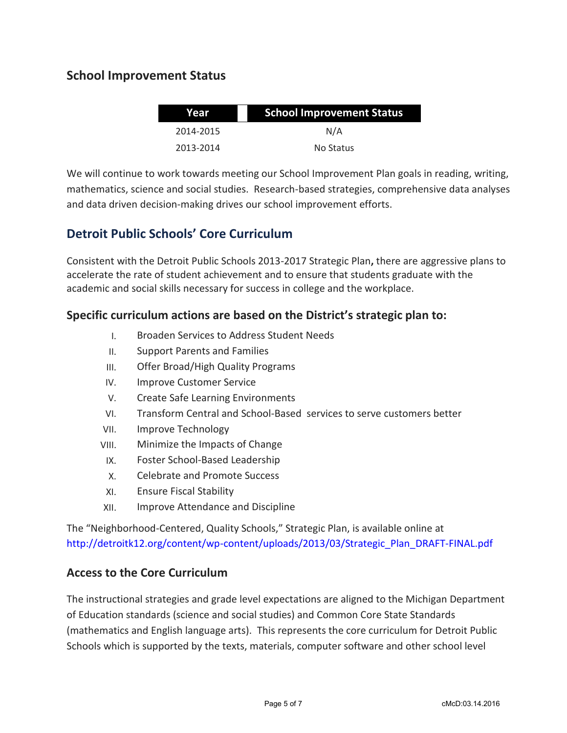## School Improvement Status

| Year | School Improvement Status |
|---|---|
| 2014-2015 | N/A |
| 2013-2014 | No Status |

We will continue to work towards meeting our School Improvement Plan goals in reading, writing, mathematics, science and social studies. Research-based strategies, comprehensive data analyses and data driven decision-making drives our school improvement efforts.

## Detroit Public Schools' Core Curriculum

Consistent with the Detroit Public Schools 2013-2017 Strategic Plan**,** there are aggressive plans to accelerate the rate of student achievement and to ensure that students graduate with the academic and social skills necessary for success in college and the workplace.

### Specific curriculum actions are based on the District's strategic plan to:

I. Broaden Services to Address Student Needs
II. Support Parents and Families
III. Offer Broad/High Quality Programs
IV. Improve Customer Service
V. Create Safe Learning Environments
VI. Transform Central and School-Based services to serve customers better
VII. Improve Technology
VIII. Minimize the Impacts of Change
IX. Foster School-Based Leadership
X. Celebrate and Promote Success
XI. Ensure Fiscal Stability
XII. Improve Attendance and Discipline

The "Neighborhood-Centered, Quality Schools," Strategic Plan, is available online at http://detroitk12.org/content/wp-content/uploads/2013/03/Strategic_Plan_DRAFT-FINAL.pdf

### Access to the Core Curriculum

The instructional strategies and grade level expectations are aligned to the Michigan Department of Education standards (science and social studies) and Common Core State Standards (mathematics and English language arts). This represents the core curriculum for Detroit Public Schools which is supported by the texts, materials, computer software and other school level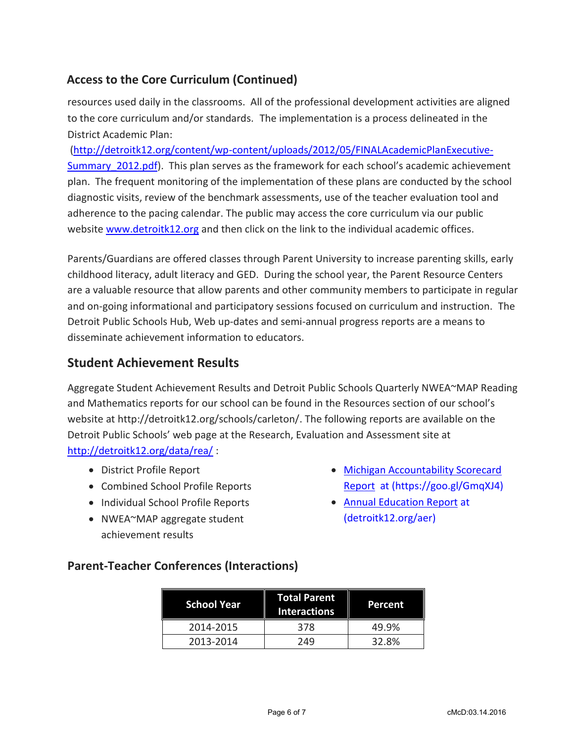## Access to the Core Curriculum (Continued)

resources used daily in the classrooms. All of the professional development activities are aligned to the core curriculum and/or standards. The implementation is a process delineated in the District Academic Plan:
(http://detroitk12.org/content/wp-content/uploads/2012/05/FINALAcademicPlanExecutive-Summary_2012.pdf). This plan serves as the framework for each school's academic achievement plan. The frequent monitoring of the implementation of these plans are conducted by the school diagnostic visits, review of the benchmark assessments, use of the teacher evaluation tool and adherence to the pacing calendar. The public may access the core curriculum via our public website www.detroitk12.org and then click on the link to the individual academic offices.

Parents/Guardians are offered classes through Parent University to increase parenting skills, early childhood literacy, adult literacy and GED. During the school year, the Parent Resource Centers are a valuable resource that allow parents and other community members to participate in regular and on-going informational and participatory sessions focused on curriculum and instruction. The Detroit Public Schools Hub, Web up-dates and semi-annual progress reports are a means to disseminate achievement information to educators.

## Student Achievement Results

Aggregate Student Achievement Results and Detroit Public Schools Quarterly NWEA~MAP Reading and Mathematics reports for our school can be found in the Resources section of our school's website at http://detroitk12.org/schools/carleton/. The following reports are available on the Detroit Public Schools' web page at the Research, Evaluation and Assessment site at http://detroitk12.org/data/rea/ :

- District Profile Report
- Combined School Profile Reports
- Individual School Profile Reports
- NWEA~MAP aggregate student achievement results
- Michigan Accountability Scorecard Report at (https://goo.gl/GmqXJ4)
- Annual Education Report at (detroitk12.org/aer)

## Parent-Teacher Conferences (Interactions)

| School Year | Total Parent Interactions | Percent |
|---|---|---|
| 2014-2015 | 378 | 49.9% |
| 2013-2014 | 249 | 32.8% |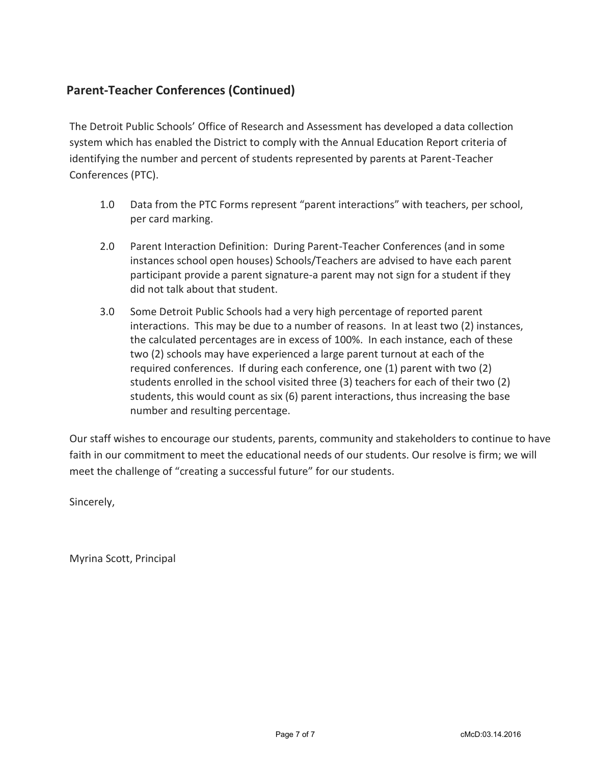## Parent-Teacher Conferences (Continued)

The Detroit Public Schools' Office of Research and Assessment has developed a data collection system which has enabled the District to comply with the Annual Education Report criteria of identifying the number and percent of students represented by parents at Parent-Teacher Conferences (PTC).

1.0 Data from the PTC Forms represent "parent interactions" with teachers, per school, per card marking.

2.0 Parent Interaction Definition: During Parent-Teacher Conferences (and in some instances school open houses) Schools/Teachers are advised to have each parent participant provide a parent signature-a parent may not sign for a student if they did not talk about that student.

3.0 Some Detroit Public Schools had a very high percentage of reported parent interactions. This may be due to a number of reasons. In at least two (2) instances, the calculated percentages are in excess of 100%. In each instance, each of these two (2) schools may have experienced a large parent turnout at each of the required conferences. If during each conference, one (1) parent with two (2) students enrolled in the school visited three (3) teachers for each of their two (2) students, this would count as six (6) parent interactions, thus increasing the base number and resulting percentage.

Our staff wishes to encourage our students, parents, community and stakeholders to continue to have faith in our commitment to meet the educational needs of our students. Our resolve is firm; we will meet the challenge of "creating a successful future" for our students.

Sincerely,

Myrina Scott, Principal